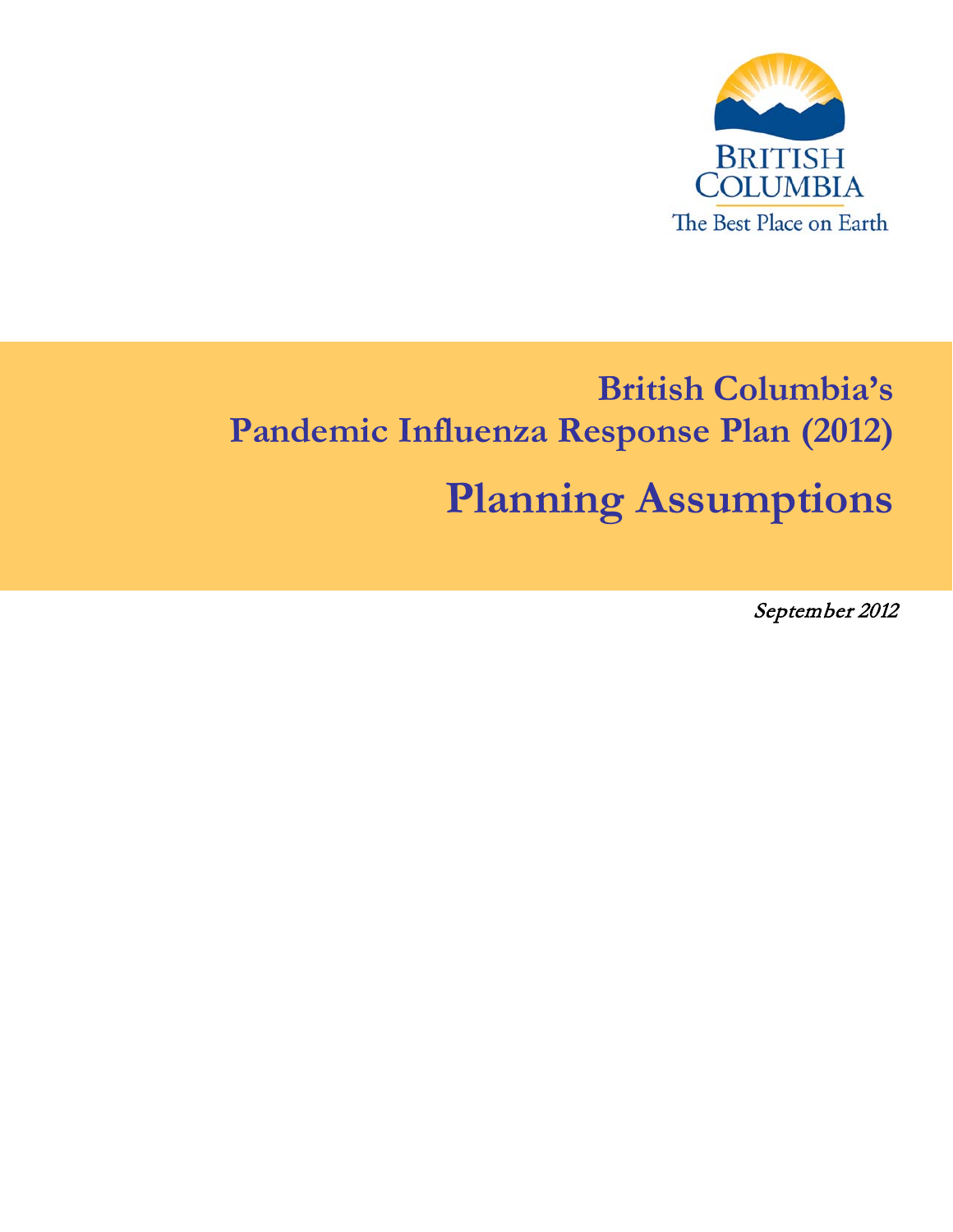BRITISH COLUMBIA

The Best Place on Earth

# British Columbia's Pandemic Influenza Response Plan (2012)

# Planning Assumptions

*September 2012*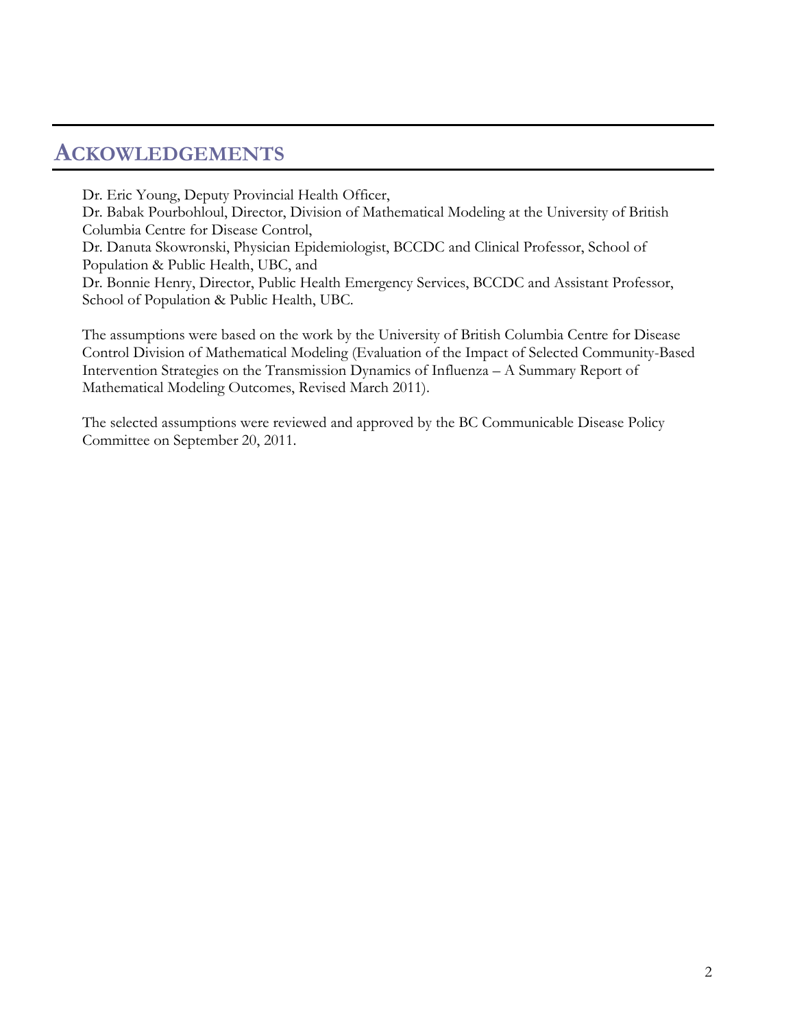# ACKOWLEDGEMENTS

Dr. Eric Young, Deputy Provincial Health Officer,
Dr. Babak Pourbohloul, Director, Division of Mathematical Modeling at the University of British Columbia Centre for Disease Control,
Dr. Danuta Skowronski, Physician Epidemiologist, BCCDC and Clinical Professor, School of Population & Public Health, UBC, and
Dr. Bonnie Henry, Director, Public Health Emergency Services, BCCDC and Assistant Professor, School of Population & Public Health, UBC.

The assumptions were based on the work by the University of British Columbia Centre for Disease Control Division of Mathematical Modeling (Evaluation of the Impact of Selected Community-Based Intervention Strategies on the Transmission Dynamics of Influenza – A Summary Report of Mathematical Modeling Outcomes, Revised March 2011).

The selected assumptions were reviewed and approved by the BC Communicable Disease Policy Committee on September 20, 2011.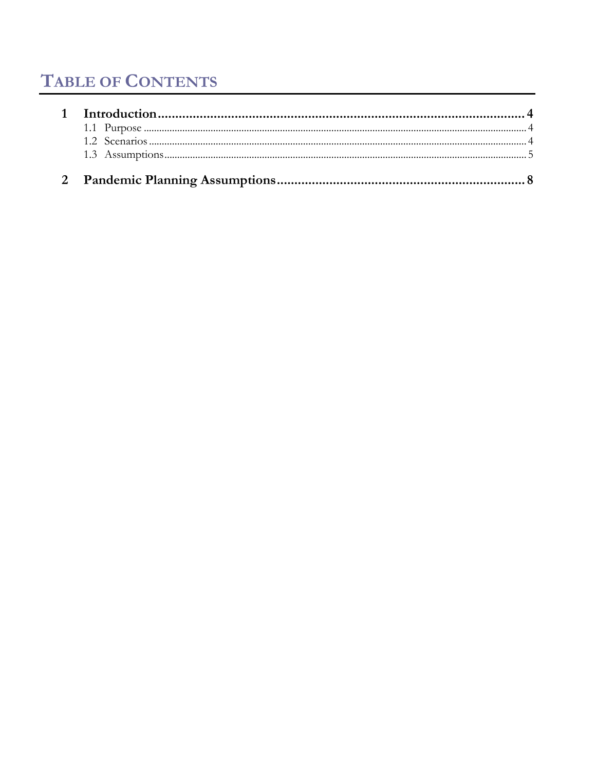# TABLE OF CONTENTS

**1 Introduction .......... 4**

- 1.1 Purpose .......... 4
- 1.2 Scenarios .......... 4
- 1.3 Assumptions .......... 5

**2 Pandemic Planning Assumptions .......... 8**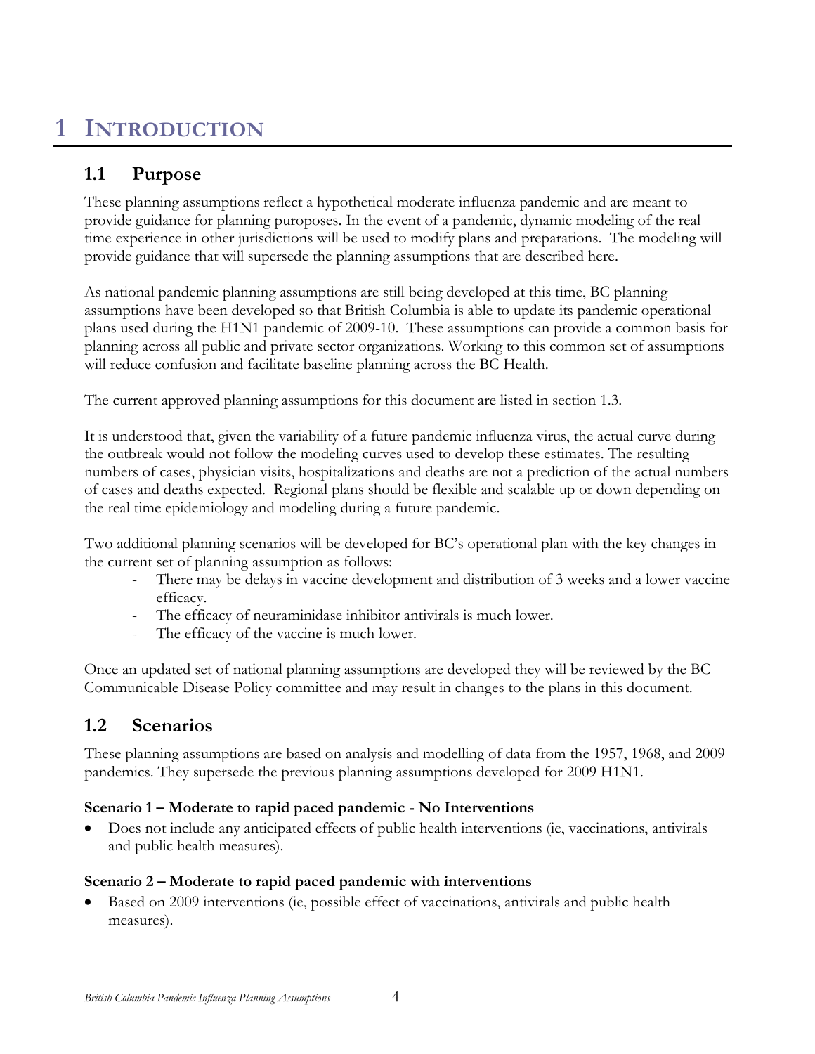# 1 INTRODUCTION

## 1.1 Purpose

These planning assumptions reflect a hypothetical moderate influenza pandemic and are meant to provide guidance for planning puroposes. In the event of a pandemic, dynamic modeling of the real time experience in other jurisdictions will be used to modify plans and preparations. The modeling will provide guidance that will supersede the planning assumptions that are described here.

As national pandemic planning assumptions are still being developed at this time, BC planning assumptions have been developed so that British Columbia is able to update its pandemic operational plans used during the H1N1 pandemic of 2009-10. These assumptions can provide a common basis for planning across all public and private sector organizations. Working to this common set of assumptions will reduce confusion and facilitate baseline planning across the BC Health.

The current approved planning assumptions for this document are listed in section 1.3.

It is understood that, given the variability of a future pandemic influenza virus, the actual curve during the outbreak would not follow the modeling curves used to develop these estimates. The resulting numbers of cases, physician visits, hospitalizations and deaths are not a prediction of the actual numbers of cases and deaths expected. Regional plans should be flexible and scalable up or down depending on the real time epidemiology and modeling during a future pandemic.

Two additional planning scenarios will be developed for BC's operational plan with the key changes in the current set of planning assumption as follows:

- There may be delays in vaccine development and distribution of 3 weeks and a lower vaccine efficacy.
- The efficacy of neuraminidase inhibitor antivirals is much lower.
- The efficacy of the vaccine is much lower.

Once an updated set of national planning assumptions are developed they will be reviewed by the BC Communicable Disease Policy committee and may result in changes to the plans in this document.

## 1.2 Scenarios

These planning assumptions are based on analysis and modelling of data from the 1957, 1968, and 2009 pandemics. They supersede the previous planning assumptions developed for 2009 H1N1.

**Scenario 1 – Moderate to rapid paced pandemic - No Interventions**

- Does not include any anticipated effects of public health interventions (ie, vaccinations, antivirals and public health measures).

**Scenario 2 – Moderate to rapid paced pandemic with interventions**

- Based on 2009 interventions (ie, possible effect of vaccinations, antivirals and public health measures).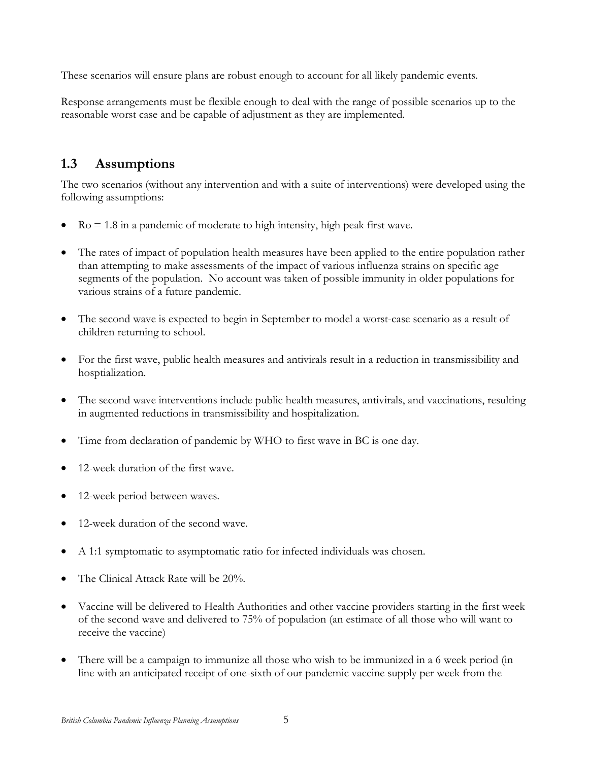These scenarios will ensure plans are robust enough to account for all likely pandemic events.

Response arrangements must be flexible enough to deal with the range of possible scenarios up to the reasonable worst case and be capable of adjustment as they are implemented.

## 1.3 Assumptions

The two scenarios (without any intervention and with a suite of interventions) were developed using the following assumptions:

- Ro = 1.8 in a pandemic of moderate to high intensity, high peak first wave.
- The rates of impact of population health measures have been applied to the entire population rather than attempting to make assessments of the impact of various influenza strains on specific age segments of the population. No account was taken of possible immunity in older populations for various strains of a future pandemic.
- The second wave is expected to begin in September to model a worst-case scenario as a result of children returning to school.
- For the first wave, public health measures and antivirals result in a reduction in transmissibility and hosptialization.
- The second wave interventions include public health measures, antivirals, and vaccinations, resulting in augmented reductions in transmissibility and hospitalization.
- Time from declaration of pandemic by WHO to first wave in BC is one day.
- 12-week duration of the first wave.
- 12-week period between waves.
- 12-week duration of the second wave.
- A 1:1 symptomatic to asymptomatic ratio for infected individuals was chosen.
- The Clinical Attack Rate will be 20%.
- Vaccine will be delivered to Health Authorities and other vaccine providers starting in the first week of the second wave and delivered to 75% of population (an estimate of all those who will want to receive the vaccine)
- There will be a campaign to immunize all those who wish to be immunized in a 6 week period (in line with an anticipated receipt of one-sixth of our pandemic vaccine supply per week from the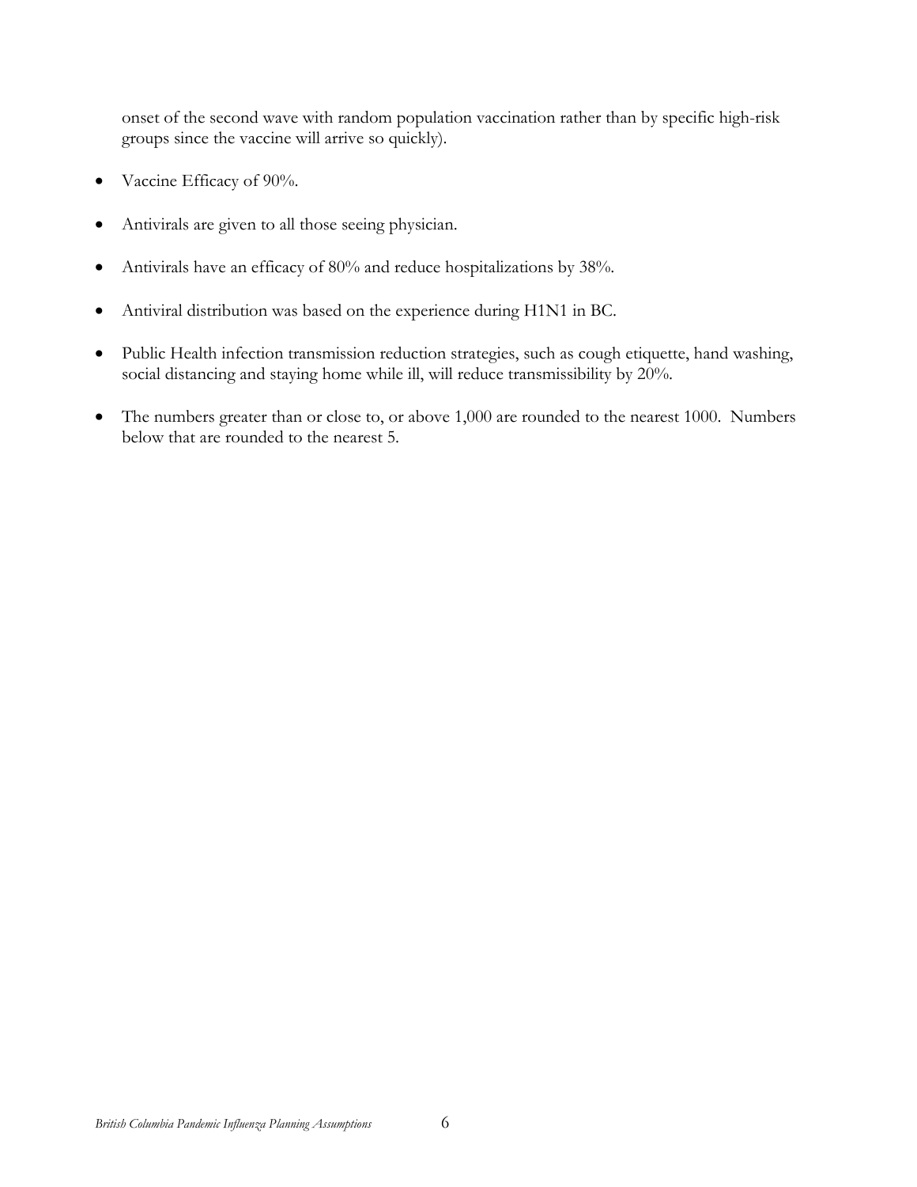onset of the second wave with random population vaccination rather than by specific high-risk groups since the vaccine will arrive so quickly).

- Vaccine Efficacy of 90%.
- Antivirals are given to all those seeing physician.
- Antivirals have an efficacy of 80% and reduce hospitalizations by 38%.
- Antiviral distribution was based on the experience during H1N1 in BC.
- Public Health infection transmission reduction strategies, such as cough etiquette, hand washing, social distancing and staying home while ill, will reduce transmissibility by 20%.
- The numbers greater than or close to, or above 1,000 are rounded to the nearest 1000. Numbers below that are rounded to the nearest 5.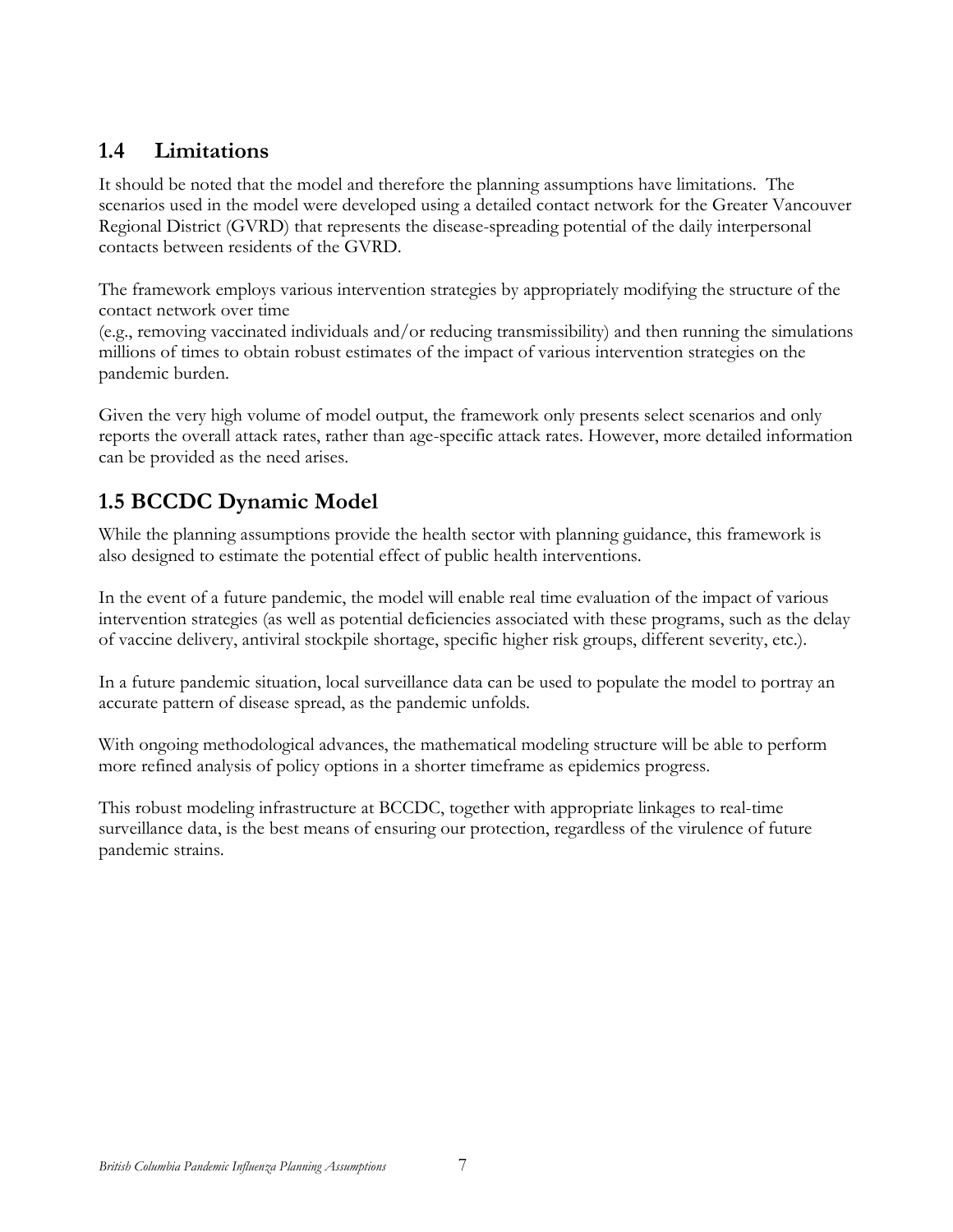## 1.4 Limitations

It should be noted that the model and therefore the planning assumptions have limitations. The scenarios used in the model were developed using a detailed contact network for the Greater Vancouver Regional District (GVRD) that represents the disease-spreading potential of the daily interpersonal contacts between residents of the GVRD.

The framework employs various intervention strategies by appropriately modifying the structure of the contact network over time
(e.g., removing vaccinated individuals and/or reducing transmissibility) and then running the simulations millions of times to obtain robust estimates of the impact of various intervention strategies on the pandemic burden.

Given the very high volume of model output, the framework only presents select scenarios and only reports the overall attack rates, rather than age-specific attack rates. However, more detailed information can be provided as the need arises.

## 1.5 BCCDC Dynamic Model

While the planning assumptions provide the health sector with planning guidance, this framework is also designed to estimate the potential effect of public health interventions.

In the event of a future pandemic, the model will enable real time evaluation of the impact of various intervention strategies (as well as potential deficiencies associated with these programs, such as the delay of vaccine delivery, antiviral stockpile shortage, specific higher risk groups, different severity, etc.).

In a future pandemic situation, local surveillance data can be used to populate the model to portray an accurate pattern of disease spread, as the pandemic unfolds.

With ongoing methodological advances, the mathematical modeling structure will be able to perform more refined analysis of policy options in a shorter timeframe as epidemics progress.

This robust modeling infrastructure at BCCDC, together with appropriate linkages to real-time surveillance data, is the best means of ensuring our protection, regardless of the virulence of future pandemic strains.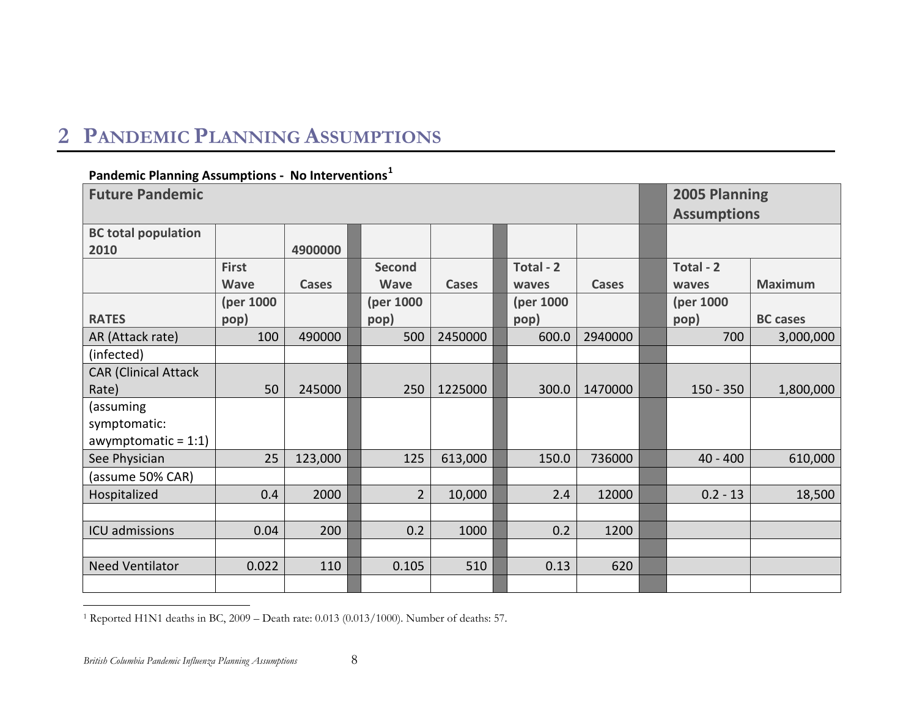# 2 Pandemic Planning Assumptions

**Pandemic Planning Assumptions - No Interventions**[1]

| Future Pandemic | | | | | | | | | 2005 Planning Assumptions | |
|---|---|---|---|---|---|---|---|---|---|---|
| **BC total population 2010** | | **4900000** | | | | | | | | |
| | **First Wave** | **Cases** | | **Second Wave** | **Cases** | | **Total - 2 waves** | **Cases** | **Total - 2 waves** | **Maximum** |
| **RATES** | **(per 1000 pop)** | | | **(per 1000 pop)** | | | **(per 1000 pop)** | | **(per 1000 pop)** | **BC cases** |
| AR (Attack rate) | 100 | 490000 | | 500 | 2450000 | | 600.0 | 2940000 | 700 | 3,000,000 |
| (infected) | | | | | | | | | | |
| CAR (Clinical Attack Rate) | 50 | 245000 | | 250 | 1225000 | | 300.0 | 1470000 | 150 - 350 | 1,800,000 |
| (assuming symptomatic: awymptomatic = 1:1) | | | | | | | | | | |
| See Physician | 25 | 123,000 | | 125 | 613,000 | | 150.0 | 736000 | 40 - 400 | 610,000 |
| (assume 50% CAR) | | | | | | | | | | |
| Hospitalized | 0.4 | 2000 | | 2 | 10,000 | | 2.4 | 12000 | 0.2 - 13 | 18,500 |
| | | | | | | | | | | |
| ICU admissions | 0.04 | 200 | | 0.2 | 1000 | | 0.2 | 1200 | | |
| | | | | | | | | | | |
| Need Ventilator | 0.022 | 110 | | 0.105 | 510 | | 0.13 | 620 | | |
| | | | | | | | | | | |

[1] Reported H1N1 deaths in BC, 2009 – Death rate: 0.013 (0.013/1000). Number of deaths: 57.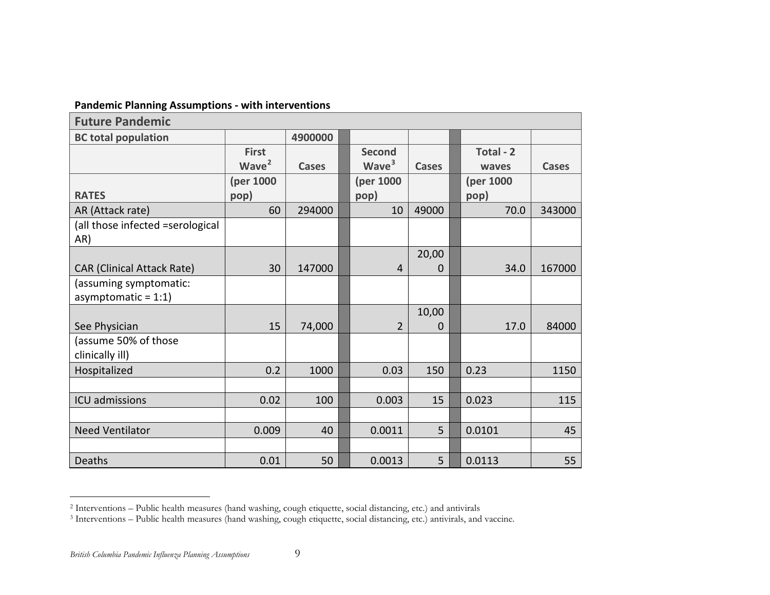**Pandemic Planning Assumptions - with interventions**

| Future Pandemic | | | | | | | | |
|---|---|---|---|---|---|---|---|---|
| **BC total population** | | **4900000** | | | | | | |
| | **First Wave[2]** | **Cases** | | **Second Wave[3]** | **Cases** | | **Total - 2 waves** | **Cases** |
| **RATES** | **(per 1000 pop)** | | | **(per 1000 pop)** | | | **(per 1000 pop)** | |
| AR (Attack rate) | 60 | 294000 | | 10 | 49000 | | 70.0 | 343000 |
| (all those infected =serological AR) | | | | | | | | |
| CAR (Clinical Attack Rate) | 30 | 147000 | | 4 | 20,000 | | 34.0 | 167000 |
| (assuming symptomatic: asymptomatic = 1:1) | | | | | | | | |
| See Physician | 15 | 74,000 | | 2 | 10,000 | | 17.0 | 84000 |
| (assume 50% of those clinically ill) | | | | | | | | |
| Hospitalized | 0.2 | 1000 | | 0.03 | 150 | | 0.23 | 1150 |
| | | | | | | | | |
| ICU admissions | 0.02 | 100 | | 0.003 | 15 | | 0.023 | 115 |
| | | | | | | | | |
| Need Ventilator | 0.009 | 40 | | 0.0011 | 5 | | 0.0101 | 45 |
| | | | | | | | | |
| Deaths | 0.01 | 50 | | 0.0013 | 5 | | 0.0113 | 55 |

[2] Interventions – Public health measures (hand washing, cough etiquette, social distancing, etc.) and antivirals

[3] Interventions – Public health measures (hand washing, cough etiquette, social distancing, etc.) antivirals, and vaccine.